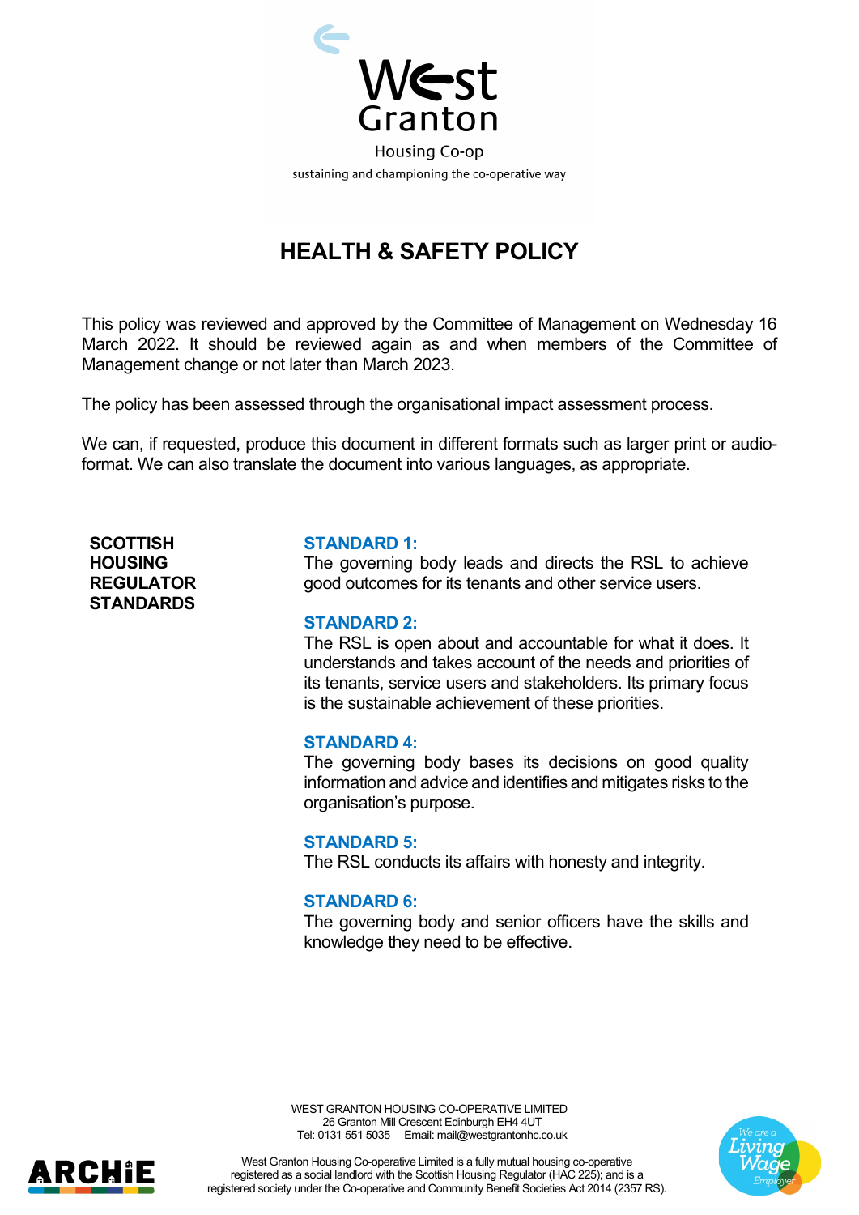West Granton

Housing Co-op

sustaining and championing the co-operative way

# HEALTH & SAFETY POLICY

This policy was reviewed and approved by the Committee of Management on Wednesday 16 March 2022. It should be reviewed again as and when members of the Committee of Management change or not later than March 2023.

The policy has been assessed through the organisational impact assessment process.

We can, if requested, produce this document in different formats such as larger print or audio-format. We can also translate the document into various languages, as appropriate.

**SCOTTISH HOUSING REGULATOR STANDARDS**

**STANDARD 1:**
The governing body leads and directs the RSL to achieve good outcomes for its tenants and other service users.

**STANDARD 2:**
The RSL is open about and accountable for what it does. It understands and takes account of the needs and priorities of its tenants, service users and stakeholders. Its primary focus is the sustainable achievement of these priorities.

**STANDARD 4:**
The governing body bases its decisions on good quality information and advice and identifies and mitigates risks to the organisation's purpose.

**STANDARD 5:**
The RSL conducts its affairs with honesty and integrity.

**STANDARD 6:**
The governing body and senior officers have the skills and knowledge they need to be effective.

WEST GRANTON HOUSING CO-OPERATIVE LIMITED
26 Granton Mill Crescent Edinburgh EH4 4UT
Tel: 0131 551 5035 Email: mail@westgrantonhc.co.uk

West Granton Housing Co-operative Limited is a fully mutual housing co-operative registered as a social landlord with the Scottish Housing Regulator (HAC 225); and is a registered society under the Co-operative and Community Benefit Societies Act 2014 (2357 RS).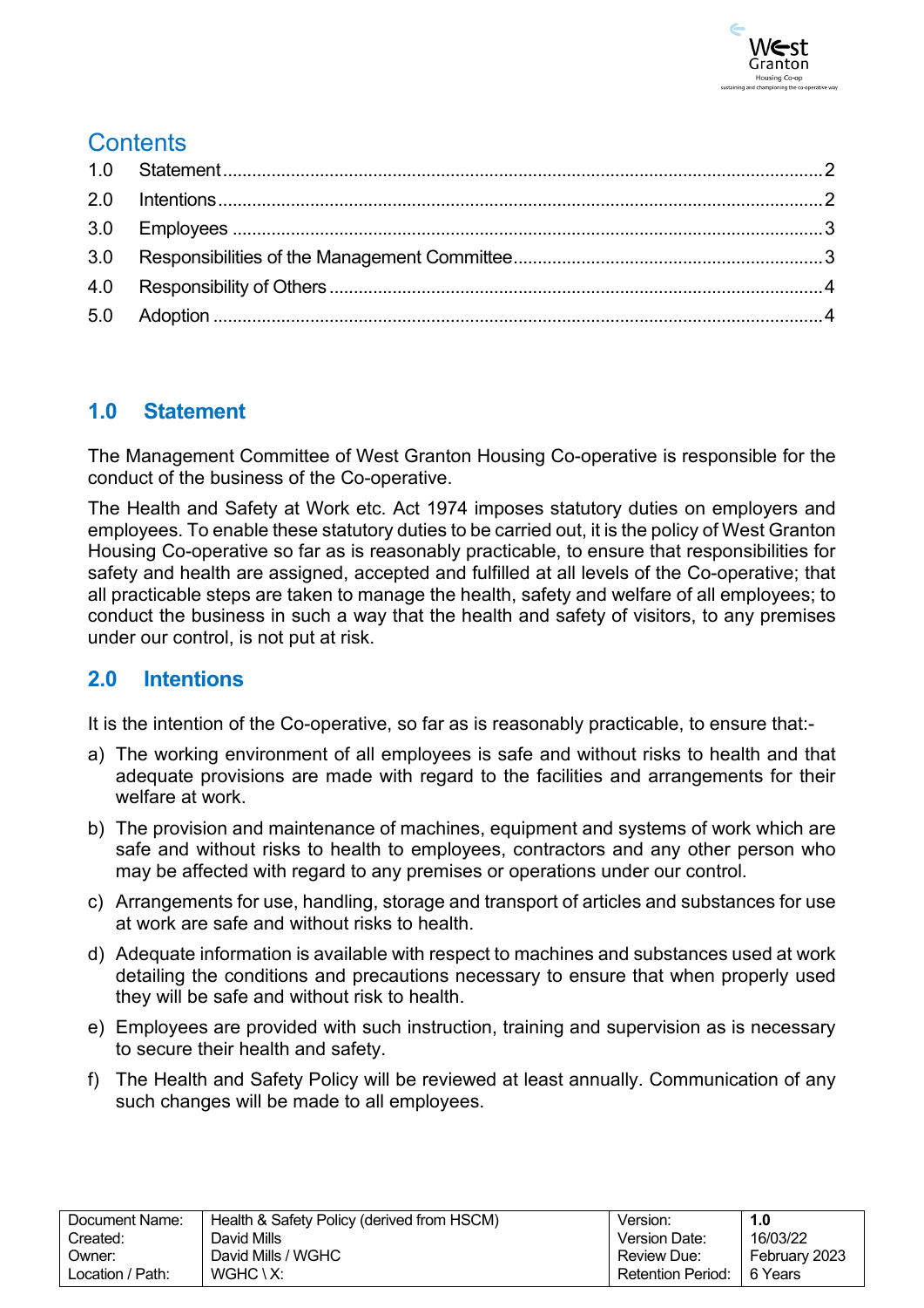## Contents

| | | |
|---|---|---|
| 1.0 | Statement | 2 |
| 2.0 | Intentions | 2 |
| 3.0 | Employees | 3 |
| 3.0 | Responsibilities of the Management Committee | 3 |
| 4.0 | Responsibility of Others | 4 |
| 5.0 | Adoption | 4 |

## 1.0 Statement

The Management Committee of West Granton Housing Co-operative is responsible for the conduct of the business of the Co-operative.

The Health and Safety at Work etc. Act 1974 imposes statutory duties on employers and employees. To enable these statutory duties to be carried out, it is the policy of West Granton Housing Co-operative so far as is reasonably practicable, to ensure that responsibilities for safety and health are assigned, accepted and fulfilled at all levels of the Co-operative; that all practicable steps are taken to manage the health, safety and welfare of all employees; to conduct the business in such a way that the health and safety of visitors, to any premises under our control, is not put at risk.

## 2.0 Intentions

It is the intention of the Co-operative, so far as is reasonably practicable, to ensure that:-

a) The working environment of all employees is safe and without risks to health and that adequate provisions are made with regard to the facilities and arrangements for their welfare at work.

b) The provision and maintenance of machines, equipment and systems of work which are safe and without risks to health to employees, contractors and any other person who may be affected with regard to any premises or operations under our control.

c) Arrangements for use, handling, storage and transport of articles and substances for use at work are safe and without risks to health.

d) Adequate information is available with respect to machines and substances used at work detailing the conditions and precautions necessary to ensure that when properly used they will be safe and without risk to health.

e) Employees are provided with such instruction, training and supervision as is necessary to secure their health and safety.

f) The Health and Safety Policy will be reviewed at least annually. Communication of any such changes will be made to all employees.

| | | | |
|---|---|---|---|
| Document Name: | Health & Safety Policy (derived from HSCM) | Version: | **1.0** |
| Created: | David Mills | Version Date: | 16/03/22 |
| Owner: | David Mills / WGHC | Review Due: | February 2023 |
| Location / Path: | WGHC \ X: | Retention Period: | 6 Years |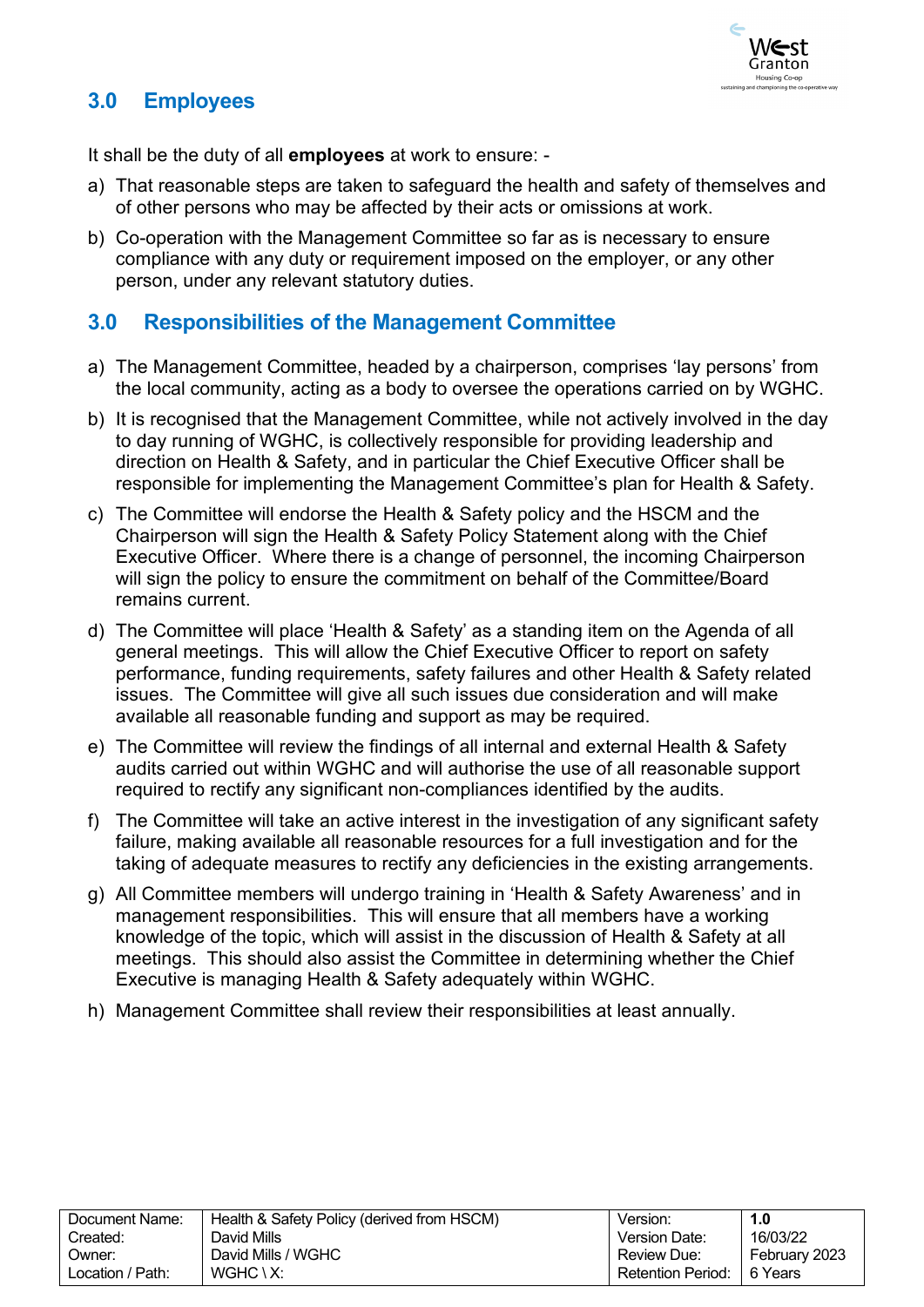## 3.0 Employees

It shall be the duty of all **employees** at work to ensure: -

a) That reasonable steps are taken to safeguard the health and safety of themselves and of other persons who may be affected by their acts or omissions at work.

b) Co-operation with the Management Committee so far as is necessary to ensure compliance with any duty or requirement imposed on the employer, or any other person, under any relevant statutory duties.

## 3.0 Responsibilities of the Management Committee

a) The Management Committee, headed by a chairperson, comprises 'lay persons' from the local community, acting as a body to oversee the operations carried on by WGHC.

b) It is recognised that the Management Committee, while not actively involved in the day to day running of WGHC, is collectively responsible for providing leadership and direction on Health & Safety, and in particular the Chief Executive Officer shall be responsible for implementing the Management Committee's plan for Health & Safety.

c) The Committee will endorse the Health & Safety policy and the HSCM and the Chairperson will sign the Health & Safety Policy Statement along with the Chief Executive Officer. Where there is a change of personnel, the incoming Chairperson will sign the policy to ensure the commitment on behalf of the Committee/Board remains current.

d) The Committee will place 'Health & Safety' as a standing item on the Agenda of all general meetings. This will allow the Chief Executive Officer to report on safety performance, funding requirements, safety failures and other Health & Safety related issues. The Committee will give all such issues due consideration and will make available all reasonable funding and support as may be required.

e) The Committee will review the findings of all internal and external Health & Safety audits carried out within WGHC and will authorise the use of all reasonable support required to rectify any significant non-compliances identified by the audits.

f) The Committee will take an active interest in the investigation of any significant safety failure, making available all reasonable resources for a full investigation and for the taking of adequate measures to rectify any deficiencies in the existing arrangements.

g) All Committee members will undergo training in 'Health & Safety Awareness' and in management responsibilities. This will ensure that all members have a working knowledge of the topic, which will assist in the discussion of Health & Safety at all meetings. This should also assist the Committee in determining whether the Chief Executive is managing Health & Safety adequately within WGHC.

h) Management Committee shall review their responsibilities at least annually.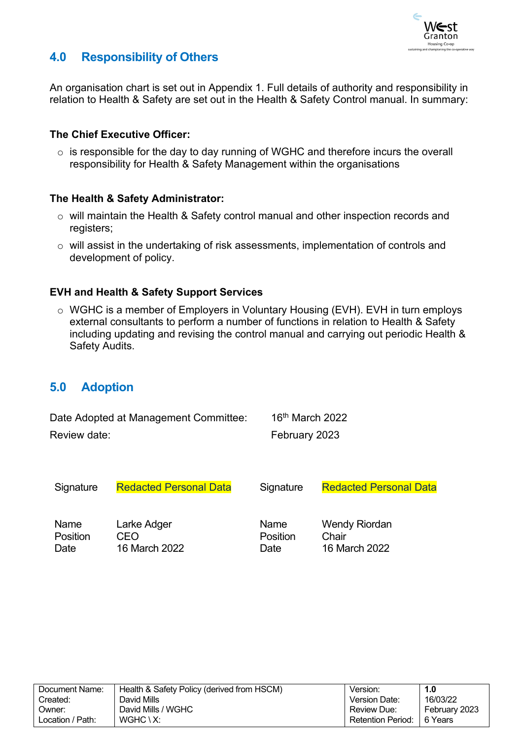## 4.0 Responsibility of Others

An organisation chart is set out in Appendix 1. Full details of authority and responsibility in relation to Health & Safety are set out in the Health & Safety Control manual. In summary:

**The Chief Executive Officer:**

- is responsible for the day to day running of WGHC and therefore incurs the overall responsibility for Health & Safety Management within the organisations

**The Health & Safety Administrator:**

- will maintain the Health & Safety control manual and other inspection records and registers;
- will assist in the undertaking of risk assessments, implementation of controls and development of policy.

**EVH and Health & Safety Support Services**

- WGHC is a member of Employers in Voluntary Housing (EVH). EVH in turn employs external consultants to perform a number of functions in relation to Health & Safety including updating and revising the control manual and carrying out periodic Health & Safety Audits.

## 5.0 Adoption

| | |
|---|---|
| Date Adopted at Management Committee: | 16th March 2022 |
| Review date: | February 2023 |

| | | | |
|---|---|---|---|
| Signature | Redacted Personal Data | Signature | Redacted Personal Data |
| Name | Larke Adger | Name | Wendy Riordan |
| Position | CEO | Position | Chair |
| Date | 16 March 2022 | Date | 16 March 2022 |

| | | | |
|---|---|---|---|
| Document Name: | Health & Safety Policy (derived from HSCM) | Version: | **1.0** |
| Created: | David Mills | Version Date: | 16/03/22 |
| Owner: | David Mills / WGHC | Review Due: | February 2023 |
| Location / Path: | WGHC \ X: | Retention Period: | 6 Years |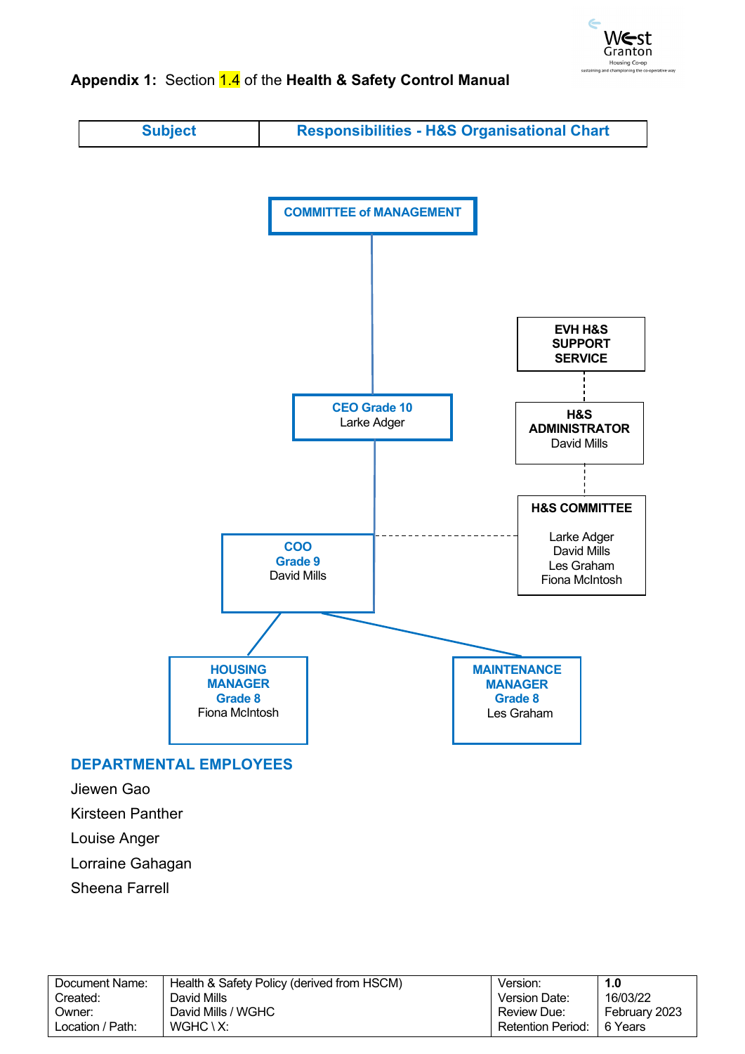**Appendix 1:** Section 1.4 of the **Health & Safety Control Manual**

| Subject | Responsibilities - H&S Organisational Chart |
|---|---|

**COMMITTEE of MANAGEMENT**

**CEO Grade 10**
Larke Adger

**EVH H&S SUPPORT SERVICE**

**H&S ADMINISTRATOR**
David Mills

**H&S COMMITTEE**
Larke Adger
David Mills
Les Graham
Fiona McIntosh

**COO Grade 9**
David Mills

**HOUSING MANAGER Grade 8**
Fiona McIntosh

**MAINTENANCE MANAGER Grade 8**
Les Graham

## DEPARTMENTAL EMPLOYEES

Jiewen Gao

Kirsteen Panther

Louise Anger

Lorraine Gahagan

Sheena Farrell

| Document Name: | Health & Safety Policy (derived from HSCM) | Version: | 1.0 |
|---|---|---|---|
| Created: | David Mills | Version Date: | 16/03/22 |
| Owner: | David Mills / WGHC | Review Due: | February 2023 |
| Location / Path: | WGHC \ X: | Retention Period: | 6 Years |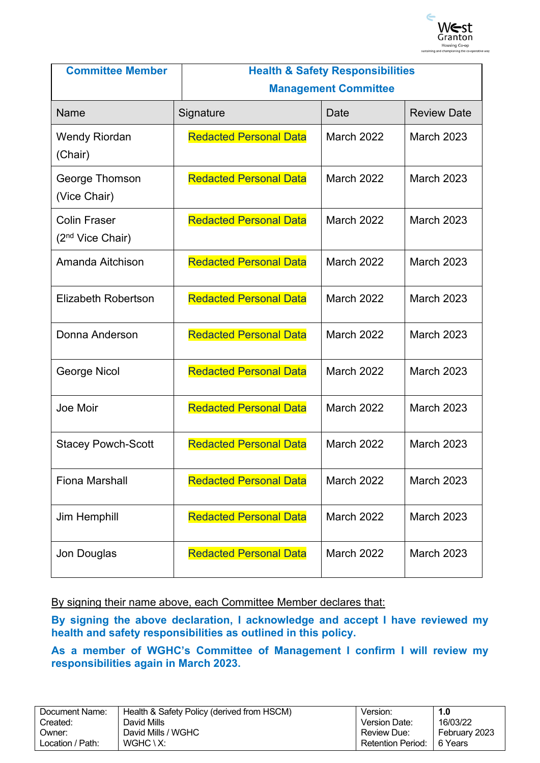| Committee Member | Health & Safety Responsibilities Management Committee | | |
|---|---|---|---|
| Name | Signature | Date | Review Date |
| Wendy Riordan (Chair) | Redacted Personal Data | March 2022 | March 2023 |
| George Thomson (Vice Chair) | Redacted Personal Data | March 2022 | March 2023 |
| Colin Fraser (2nd Vice Chair) | Redacted Personal Data | March 2022 | March 2023 |
| Amanda Aitchison | Redacted Personal Data | March 2022 | March 2023 |
| Elizabeth Robertson | Redacted Personal Data | March 2022 | March 2023 |
| Donna Anderson | Redacted Personal Data | March 2022 | March 2023 |
| George Nicol | Redacted Personal Data | March 2022 | March 2023 |
| Joe Moir | Redacted Personal Data | March 2022 | March 2023 |
| Stacey Powch-Scott | Redacted Personal Data | March 2022 | March 2023 |
| Fiona Marshall | Redacted Personal Data | March 2022 | March 2023 |
| Jim Hemphill | Redacted Personal Data | March 2022 | March 2023 |
| Jon Douglas | Redacted Personal Data | March 2022 | March 2023 |

By signing their name above, each Committee Member declares that:

**By signing the above declaration, I acknowledge and accept I have reviewed my health and safety responsibilities as outlined in this policy.**

**As a member of WGHC's Committee of Management I confirm I will review my responsibilities again in March 2023.**

| | | | |
|---|---|---|---|
| Document Name: | Health & Safety Policy (derived from HSCM) | Version: | **1.0** |
| Created: | David Mills | Version Date: | 16/03/22 |
| Owner: | David Mills / WGHC | Review Due: | February 2023 |
| Location / Path: | WGHC \ X: | Retention Period: | 6 Years |